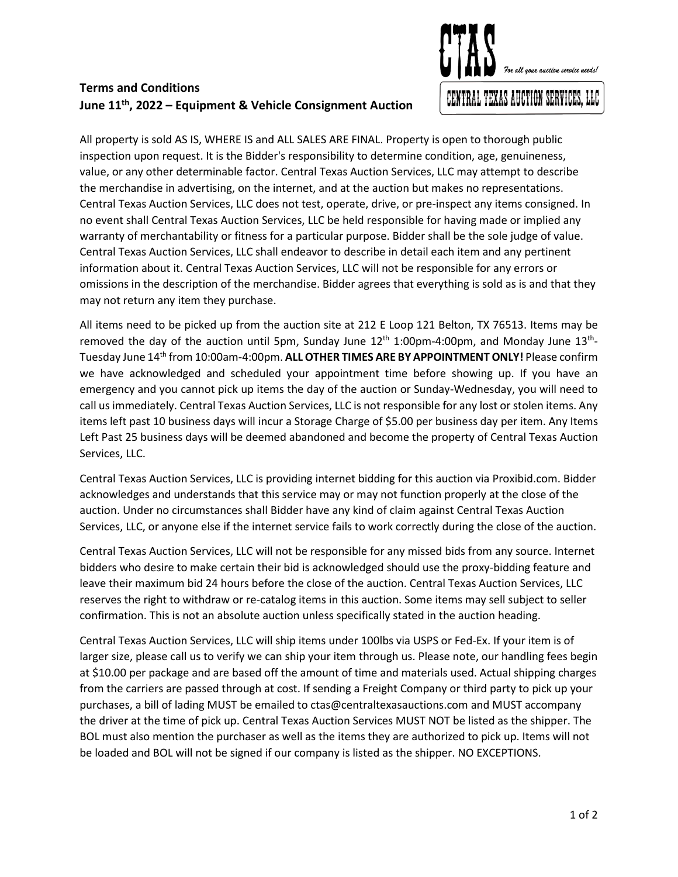**Terms and Conditions**
**June 11th, 2022 – Equipment & Vehicle Consignment Auction**

CTAS *For all your auction service needs!*
CENTRAL TEXAS AUCTION SERVICES, LLC

All property is sold AS IS, WHERE IS and ALL SALES ARE FINAL. Property is open to thorough public inspection upon request. It is the Bidder's responsibility to determine condition, age, genuineness, value, or any other determinable factor. Central Texas Auction Services, LLC may attempt to describe the merchandise in advertising, on the internet, and at the auction but makes no representations. Central Texas Auction Services, LLC does not test, operate, drive, or pre-inspect any items consigned. In no event shall Central Texas Auction Services, LLC be held responsible for having made or implied any warranty of merchantability or fitness for a particular purpose. Bidder shall be the sole judge of value. Central Texas Auction Services, LLC shall endeavor to describe in detail each item and any pertinent information about it. Central Texas Auction Services, LLC will not be responsible for any errors or omissions in the description of the merchandise. Bidder agrees that everything is sold as is and that they may not return any item they purchase.

All items need to be picked up from the auction site at 212 E Loop 121 Belton, TX 76513. Items may be removed the day of the auction until 5pm, Sunday June 12th 1:00pm-4:00pm, and Monday June 13th-Tuesday June 14th from 10:00am-4:00pm. **ALL OTHER TIMES ARE BY APPOINTMENT ONLY!** Please confirm we have acknowledged and scheduled your appointment time before showing up. If you have an emergency and you cannot pick up items the day of the auction or Sunday-Wednesday, you will need to call us immediately. Central Texas Auction Services, LLC is not responsible for any lost or stolen items. Any items left past 10 business days will incur a Storage Charge of $5.00 per business day per item. Any Items Left Past 25 business days will be deemed abandoned and become the property of Central Texas Auction Services, LLC.

Central Texas Auction Services, LLC is providing internet bidding for this auction via Proxibid.com. Bidder acknowledges and understands that this service may or may not function properly at the close of the auction. Under no circumstances shall Bidder have any kind of claim against Central Texas Auction Services, LLC, or anyone else if the internet service fails to work correctly during the close of the auction.

Central Texas Auction Services, LLC will not be responsible for any missed bids from any source. Internet bidders who desire to make certain their bid is acknowledged should use the proxy-bidding feature and leave their maximum bid 24 hours before the close of the auction. Central Texas Auction Services, LLC reserves the right to withdraw or re-catalog items in this auction. Some items may sell subject to seller confirmation. This is not an absolute auction unless specifically stated in the auction heading.

Central Texas Auction Services, LLC will ship items under 100lbs via USPS or Fed-Ex. If your item is of larger size, please call us to verify we can ship your item through us. Please note, our handling fees begin at $10.00 per package and are based off the amount of time and materials used. Actual shipping charges from the carriers are passed through at cost. If sending a Freight Company or third party to pick up your purchases, a bill of lading MUST be emailed to ctas@centraltexasauctions.com and MUST accompany the driver at the time of pick up. Central Texas Auction Services MUST NOT be listed as the shipper. The BOL must also mention the purchaser as well as the items they are authorized to pick up. Items will not be loaded and BOL will not be signed if our company is listed as the shipper. NO EXCEPTIONS.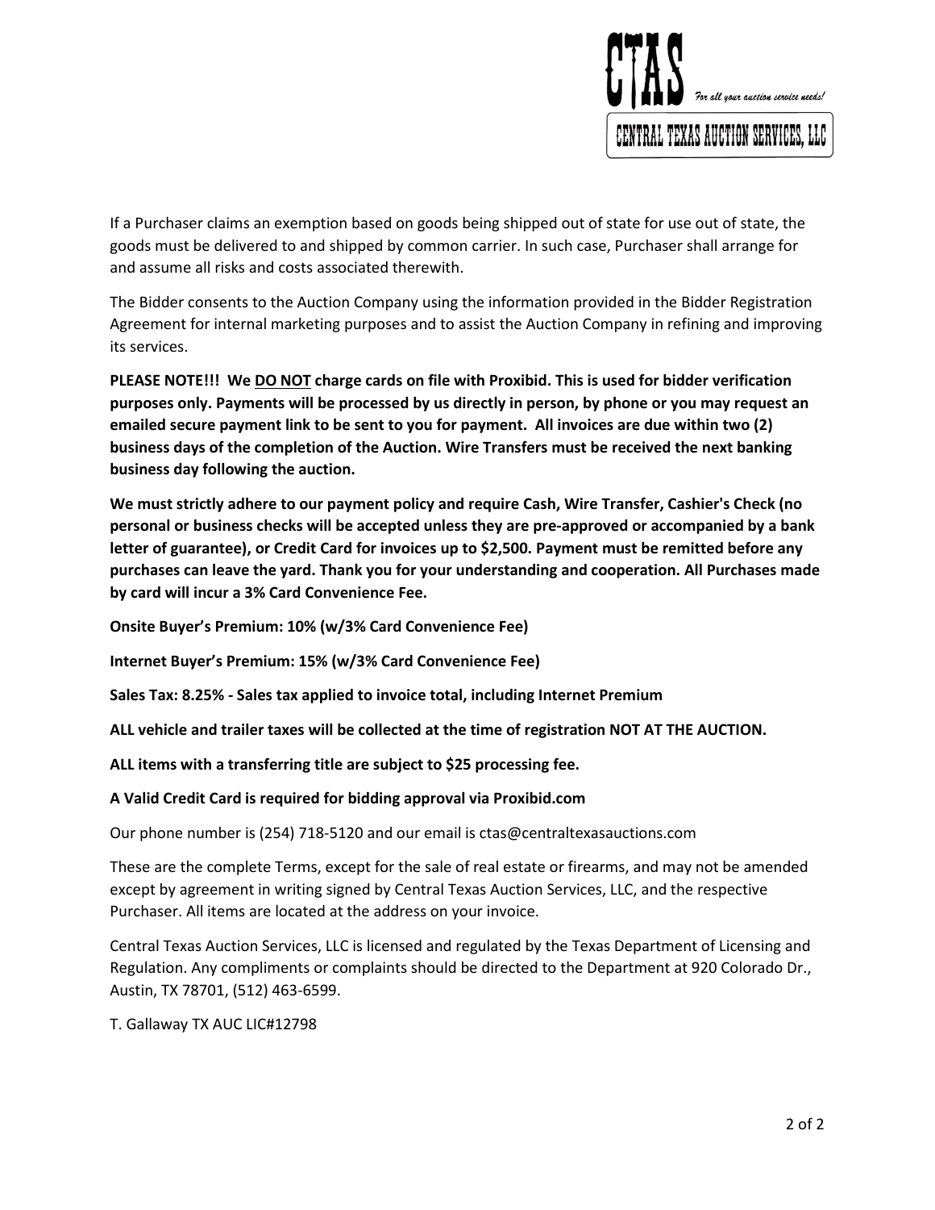CTAS *For all your auction service needs!*

CENTRAL TEXAS AUCTION SERVICES, LLC

If a Purchaser claims an exemption based on goods being shipped out of state for use out of state, the goods must be delivered to and shipped by common carrier. In such case, Purchaser shall arrange for and assume all risks and costs associated therewith.

The Bidder consents to the Auction Company using the information provided in the Bidder Registration Agreement for internal marketing purposes and to assist the Auction Company in refining and improving its services.

**PLEASE NOTE!!! We <u>DO NOT</u> charge cards on file with Proxibid. This is used for bidder verification purposes only. Payments will be processed by us directly in person, by phone or you may request an emailed secure payment link to be sent to you for payment. All invoices are due within two (2) business days of the completion of the Auction. Wire Transfers must be received the next banking business day following the auction.**

**We must strictly adhere to our payment policy and require Cash, Wire Transfer, Cashier's Check (no personal or business checks will be accepted unless they are pre-approved or accompanied by a bank letter of guarantee), or Credit Card for invoices up to $2,500. Payment must be remitted before any purchases can leave the yard. Thank you for your understanding and cooperation. All Purchases made by card will incur a 3% Card Convenience Fee.**

**Onsite Buyer's Premium: 10% (w/3% Card Convenience Fee)**

**Internet Buyer's Premium: 15% (w/3% Card Convenience Fee)**

**Sales Tax: 8.25% - Sales tax applied to invoice total, including Internet Premium**

**ALL vehicle and trailer taxes will be collected at the time of registration NOT AT THE AUCTION.**

**ALL items with a transferring title are subject to $25 processing fee.**

**A Valid Credit Card is required for bidding approval via Proxibid.com**

Our phone number is (254) 718-5120 and our email is ctas@centraltexasauctions.com

These are the complete Terms, except for the sale of real estate or firearms, and may not be amended except by agreement in writing signed by Central Texas Auction Services, LLC, and the respective Purchaser. All items are located at the address on your invoice.

Central Texas Auction Services, LLC is licensed and regulated by the Texas Department of Licensing and Regulation. Any compliments or complaints should be directed to the Department at 920 Colorado Dr., Austin, TX 78701, (512) 463-6599.

T. Gallaway TX AUC LIC#12798